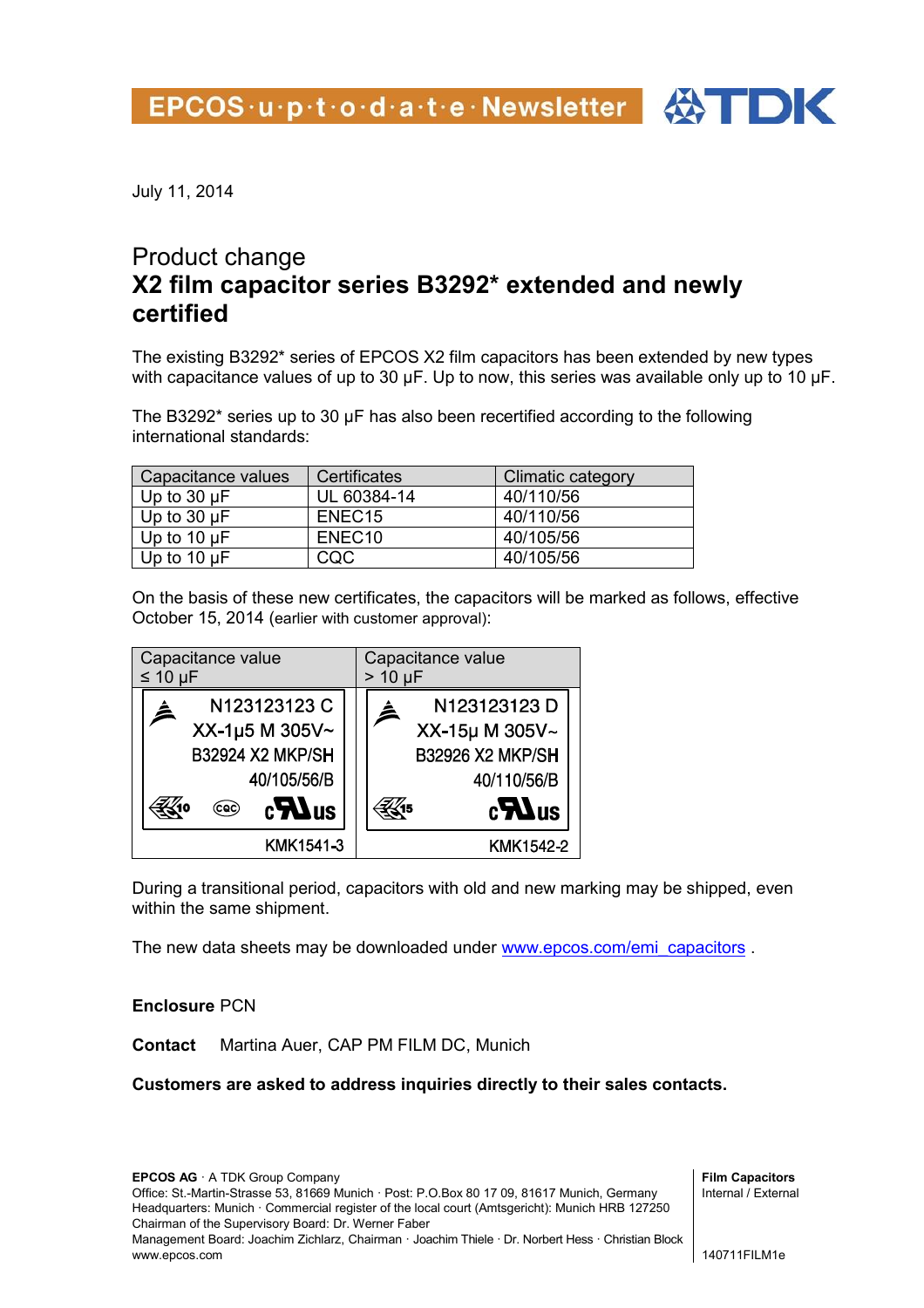EPCOS·u·p·t·o·d·a·t·e·Newsletter TDK

July 11, 2014

# Product change
# X2 film capacitor series B3292* extended and newly certified

The existing B3292* series of EPCOS X2 film capacitors has been extended by new types with capacitance values of up to 30 µF. Up to now, this series was available only up to 10 µF.

The B3292* series up to 30 µF has also been recertified according to the following international standards:

| Capacitance values | Certificates | Climatic category |
|---|---|---|
| Up to 30 µF | UL 60384-14 | 40/110/56 |
| Up to 30 µF | ENEC15 | 40/110/56 |
| Up to 10 µF | ENEC10 | 40/105/56 |
| Up to 10 µF | CQC | 40/105/56 |

On the basis of these new certificates, the capacitors will be marked as follows, effective October 15, 2014 (earlier with customer approval):

| Capacitance value ≤ 10 µF | Capacitance value > 10 µF |
|---|---|
| N123123123 C<br>XX-1µ5 M 305V~<br>B32924 X2 MKP/SH<br>40/105/56/B<br>10 CQC cULus | N123123123 D<br>XX-15µ M 305V~<br>B32926 X2 MKP/SH<br>40/110/56/B<br>15 cULus |
| KMK1541-3 | KMK1542-2 |

During a transitional period, capacitors with old and new marking may be shipped, even within the same shipment.

The new data sheets may be downloaded under www.epcos.com/emi_capacitors .

**Enclosure** PCN

**Contact** Martina Auer, CAP PM FILM DC, Munich

**Customers are asked to address inquiries directly to their sales contacts.**

**EPCOS AG** · A TDK Group Company
Office: St.-Martin-Strasse 53, 81669 Munich · Post: P.O.Box 80 17 09, 81617 Munich, Germany
Headquarters: Munich · Commercial register of the local court (Amtsgericht): Munich HRB 127250
Chairman of the Supervisory Board: Dr. Werner Faber
Management Board: Joachim Zichlarz, Chairman · Joachim Thiele · Dr. Norbert Hess · Christian Block
www.epcos.com

**Film Capacitors**
Internal / External

140711FILM1e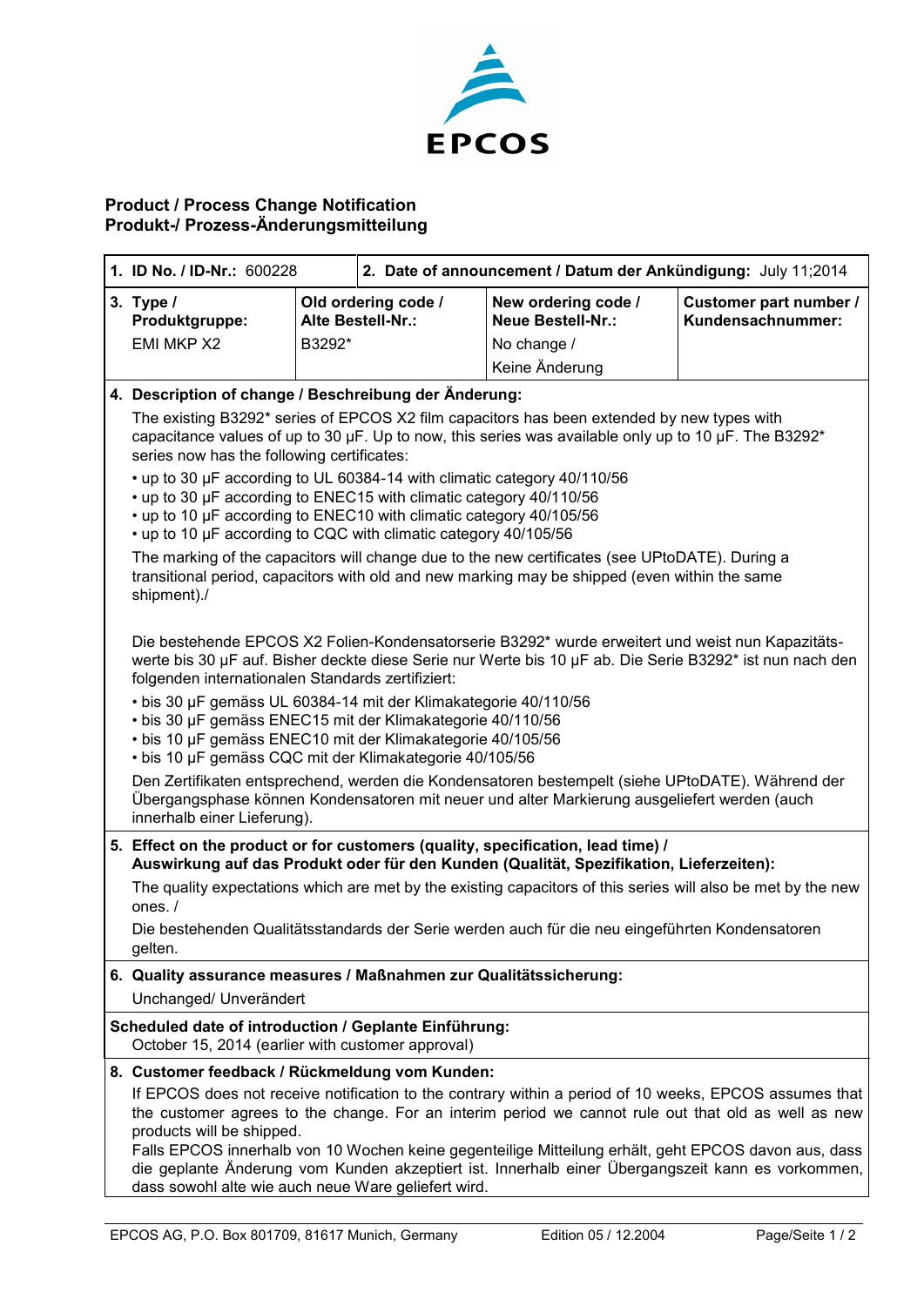# Product / Process Change Notification
# Produkt-/ Prozess-Änderungsmitteilung

| **1. ID No. / ID-Nr.:** 600228 | | **2. Date of announcement / Datum der Ankündigung:** July 11;2014 | |
|---|---|---|---|
| **3. Type / Produktgruppe:** EMI MKP X2 | **Old ordering code / Alte Bestell-Nr.:** B3292* | **New ordering code / Neue Bestell-Nr.:** No change / Keine Änderung | **Customer part number / Kundensachnummer:** |

**4. Description of change / Beschreibung der Änderung:**

The existing B3292* series of EPCOS X2 film capacitors has been extended by new types with capacitance values of up to 30 µF. Up to now, this series was available only up to 10 µF. The B3292* series now has the following certificates:

- up to 30 µF according to UL 60384-14 with climatic category 40/110/56
- up to 30 µF according to ENEC15 with climatic category 40/110/56
- up to 10 µF according to ENEC10 with climatic category 40/105/56
- up to 10 µF according to CQC with climatic category 40/105/56

The marking of the capacitors will change due to the new certificates (see UPtoDATE). During a transitional period, capacitors with old and new marking may be shipped (even within the same shipment)./

Die bestehende EPCOS X2 Folien-Kondensatorserie B3292* wurde erweitert und weist nun Kapazitätswerte bis 30 µF auf. Bisher deckte diese Serie nur Werte bis 10 µF ab. Die Serie B3292* ist nun nach den folgenden internationalen Standards zertifiziert:

- bis 30 µF gemäss UL 60384-14 mit der Klimakategorie 40/110/56
- bis 30 µF gemäss ENEC15 mit der Klimakategorie 40/110/56
- bis 10 µF gemäss ENEC10 mit der Klimakategorie 40/105/56
- bis 10 µF gemäss CQC mit der Klimakategorie 40/105/56

Den Zertifikaten entsprechend, werden die Kondensatoren bestempelt (siehe UPtoDATE). Während der Übergangsphase können Kondensatoren mit neuer und alter Markierung ausgeliefert werden (auch innerhalb einer Lieferung).

**5. Effect on the product or for customers (quality, specification, lead time) / Auswirkung auf das Produkt oder für den Kunden (Qualität, Spezifikation, Lieferzeiten):**

The quality expectations which are met by the existing capacitors of this series will also be met by the new ones. /

Die bestehenden Qualitätsstandards der Serie werden auch für die neu eingeführten Kondensatoren gelten.

**6. Quality assurance measures / Maßnahmen zur Qualitätssicherung:**

Unchanged/ Unverändert

**Scheduled date of introduction / Geplante Einführung:**

October 15, 2014 (earlier with customer approval)

**8. Customer feedback / Rückmeldung vom Kunden:**

If EPCOS does not receive notification to the contrary within a period of 10 weeks, EPCOS assumes that the customer agrees to the change. For an interim period we cannot rule out that old as well as new products will be shipped.

Falls EPCOS innerhalb von 10 Wochen keine gegenteilige Mitteilung erhält, geht EPCOS davon aus, dass die geplante Änderung vom Kunden akzeptiert ist. Innerhalb einer Übergangszeit kann es vorkommen, dass sowohl alte wie auch neue Ware geliefert wird.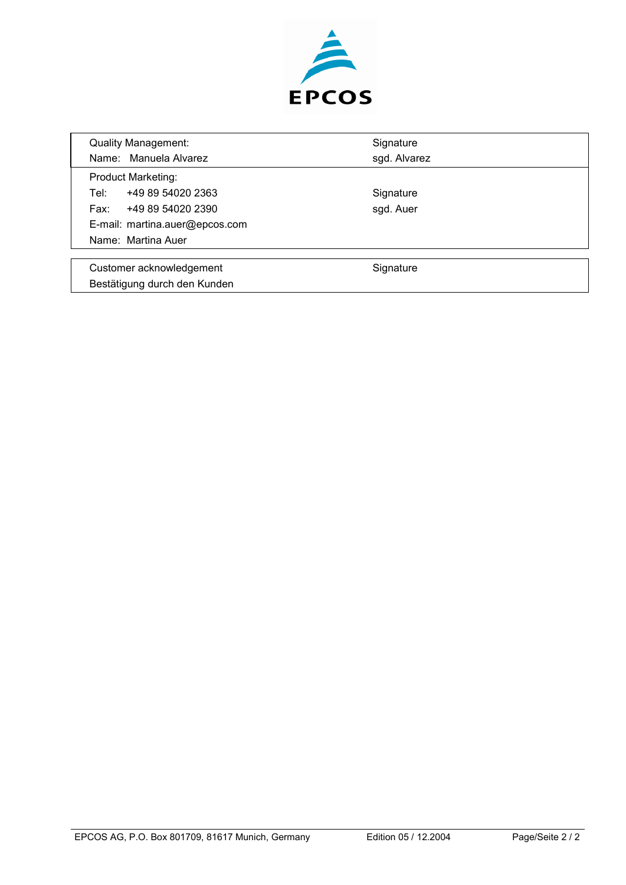EPCOS

| | |
|---|---|
| Quality Management: | Signature |
| Name: Manuela Alvarez | sgd. Alvarez |
| Product Marketing: | |
| Tel: +49 89 54020 2363 | Signature |
| Fax: +49 89 54020 2390 | sgd. Auer |
| E-mail: martina.auer@epcos.com | |
| Name: Martina Auer | |

| | |
|---|---|
| Customer acknowledgement | Signature |
| Bestätigung durch den Kunden | |

EPCOS AG, P.O. Box 801709, 81617 Munich, Germany — Edition 05 / 12.2004